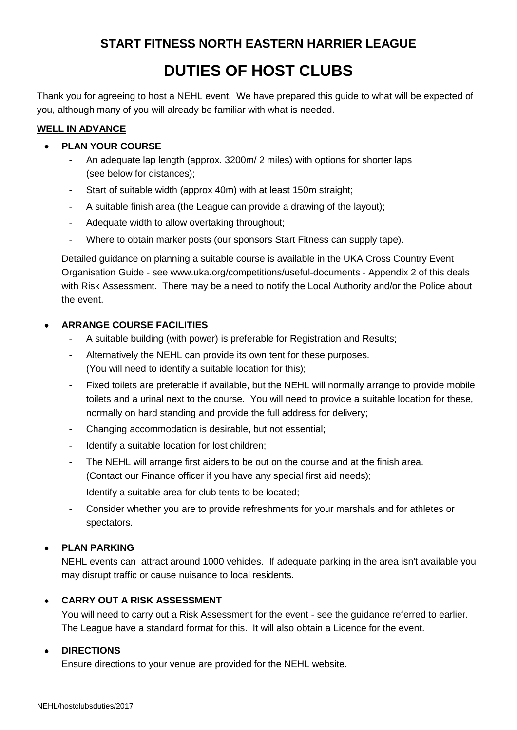## START FITNESS NORTH EASTERN HARRIER LEAGUE

# DUTIES OF HOST CLUBS

Thank you for agreeing to host a NEHL event. We have prepared this guide to what will be expected of you, although many of you will already be familiar with what is needed.

**WELL IN ADVANCE**

- **PLAN YOUR COURSE**
  - An adequate lap length (approx. 3200m/ 2 miles) with options for shorter laps (see below for distances);
  - Start of suitable width (approx 40m) with at least 150m straight;
  - A suitable finish area (the League can provide a drawing of the layout);
  - Adequate width to allow overtaking throughout;
  - Where to obtain marker posts (our sponsors Start Fitness can supply tape).

  Detailed guidance on planning a suitable course is available in the UKA Cross Country Event Organisation Guide - see www.uka.org/competitions/useful-documents - Appendix 2 of this deals with Risk Assessment. There may be a need to notify the Local Authority and/or the Police about the event.

- **ARRANGE COURSE FACILITIES**
  - A suitable building (with power) is preferable for Registration and Results;
  - Alternatively the NEHL can provide its own tent for these purposes. (You will need to identify a suitable location for this);
  - Fixed toilets are preferable if available, but the NEHL will normally arrange to provide mobile toilets and a urinal next to the course. You will need to provide a suitable location for these, normally on hard standing and provide the full address for delivery;
  - Changing accommodation is desirable, but not essential;
  - Identify a suitable location for lost children;
  - The NEHL will arrange first aiders to be out on the course and at the finish area. (Contact our Finance officer if you have any special first aid needs);
  - Identify a suitable area for club tents to be located;
  - Consider whether you are to provide refreshments for your marshals and for athletes or spectators.

- **PLAN PARKING**

  NEHL events can attract around 1000 vehicles. If adequate parking in the area isn't available you may disrupt traffic or cause nuisance to local residents.

- **CARRY OUT A RISK ASSESSMENT**

  You will need to carry out a Risk Assessment for the event - see the guidance referred to earlier. The League have a standard format for this. It will also obtain a Licence for the event.

- **DIRECTIONS**

  Ensure directions to your venue are provided for the NEHL website.

NEHL/hostclubsduties/2017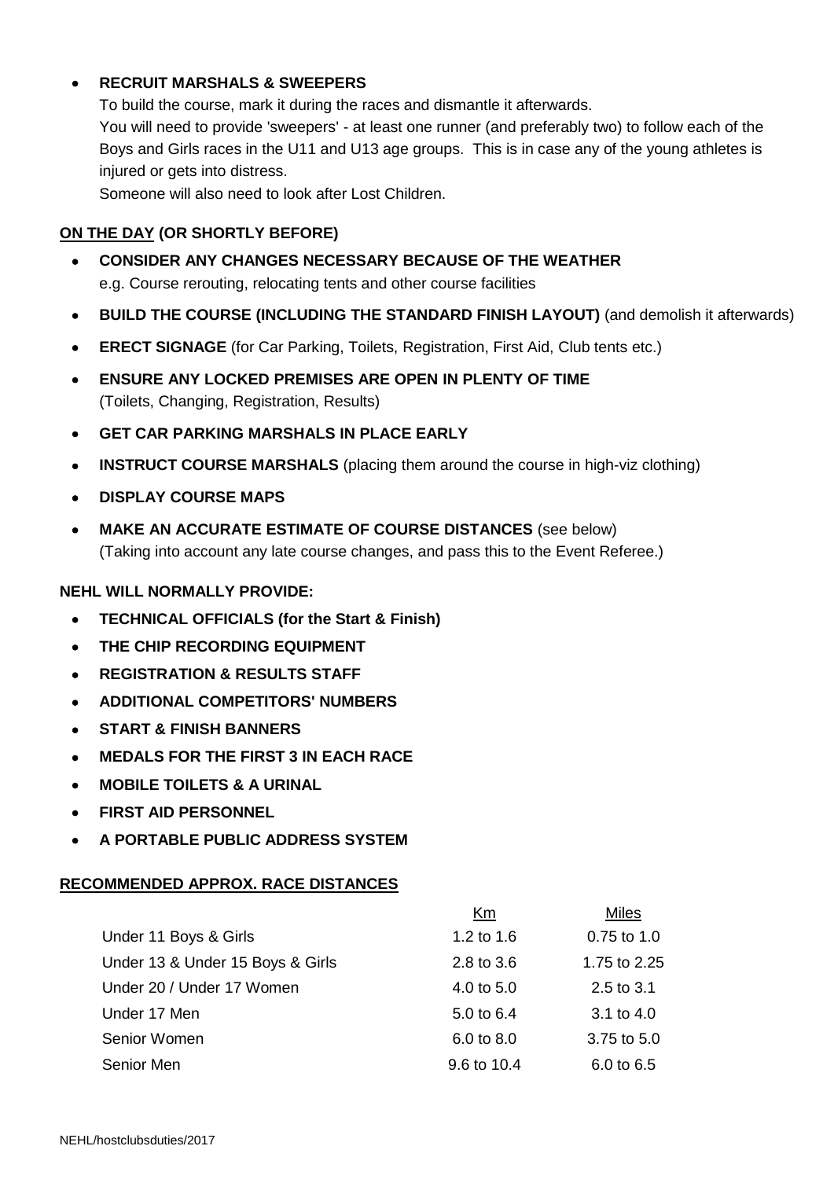- **RECRUIT MARSHALS & SWEEPERS**

  To build the course, mark it during the races and dismantle it afterwards.
  You will need to provide 'sweepers' - at least one runner (and preferably two) to follow each of the Boys and Girls races in the U11 and U13 age groups. This is in case any of the young athletes is injured or gets into distress.
  Someone will also need to look after Lost Children.

## ON THE DAY (OR SHORTLY BEFORE)

- **CONSIDER ANY CHANGES NECESSARY BECAUSE OF THE WEATHER**
  e.g. Course rerouting, relocating tents and other course facilities
- **BUILD THE COURSE (INCLUDING THE STANDARD FINISH LAYOUT)** (and demolish it afterwards)
- **ERECT SIGNAGE** (for Car Parking, Toilets, Registration, First Aid, Club tents etc.)
- **ENSURE ANY LOCKED PREMISES ARE OPEN IN PLENTY OF TIME**
  (Toilets, Changing, Registration, Results)
- **GET CAR PARKING MARSHALS IN PLACE EARLY**
- **INSTRUCT COURSE MARSHALS** (placing them around the course in high-viz clothing)
- **DISPLAY COURSE MAPS**
- **MAKE AN ACCURATE ESTIMATE OF COURSE DISTANCES** (see below)
  (Taking into account any late course changes, and pass this to the Event Referee.)

## NEHL WILL NORMALLY PROVIDE:

- **TECHNICAL OFFICIALS (for the Start & Finish)**
- **THE CHIP RECORDING EQUIPMENT**
- **REGISTRATION & RESULTS STAFF**
- **ADDITIONAL COMPETITORS' NUMBERS**
- **START & FINISH BANNERS**
- **MEDALS FOR THE FIRST 3 IN EACH RACE**
- **MOBILE TOILETS & A URINAL**
- **FIRST AID PERSONNEL**
- **A PORTABLE PUBLIC ADDRESS SYSTEM**

## RECOMMENDED APPROX. RACE DISTANCES

| | Km | Miles |
|---|---|---|
| Under 11 Boys & Girls | 1.2 to 1.6 | 0.75 to 1.0 |
| Under 13 & Under 15 Boys & Girls | 2.8 to 3.6 | 1.75 to 2.25 |
| Under 20 / Under 17 Women | 4.0 to 5.0 | 2.5 to 3.1 |
| Under 17 Men | 5.0 to 6.4 | 3.1 to 4.0 |
| Senior Women | 6.0 to 8.0 | 3.75 to 5.0 |
| Senior Men | 9.6 to 10.4 | 6.0 to 6.5 |

NEHL/hostclubsduties/2017